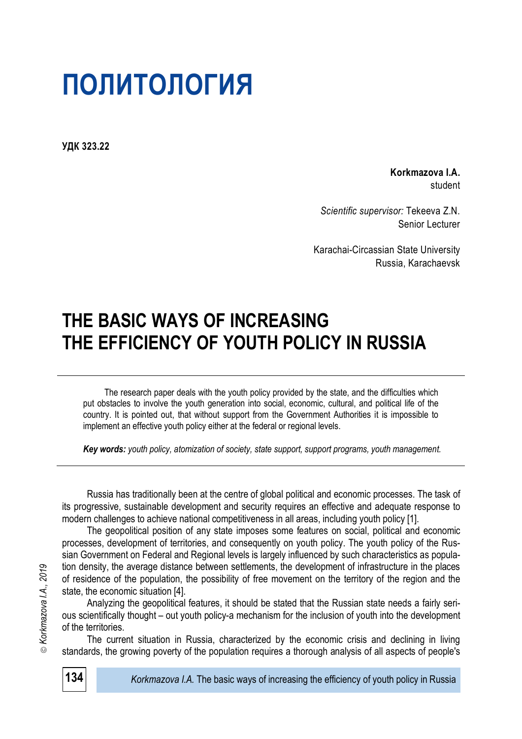# ПОЛИТОЛОГИЯ

**УДК 323.22**

**Korkmazova I.A.**
student

*Scientific supervisor:* Tekeeva Z.N.
Senior Lecturer

Karachai-Circassian State University
Russia, Karachaevsk

## THE BASIC WAYS OF INCREASING THE EFFICIENCY OF YOUTH POLICY IN RUSSIA

The research paper deals with the youth policy provided by the state, and the difficulties which put obstacles to involve the youth generation into social, economic, cultural, and political life of the country. It is pointed out, that without support from the Government Authorities it is impossible to implement an effective youth policy either at the federal or regional levels.

***Key words:*** *youth policy, atomization of society, state support, support programs, youth management.*

Russia has traditionally been at the centre of global political and economic processes. The task of its progressive, sustainable development and security requires an effective and adequate response to modern challenges to achieve national competitiveness in all areas, including youth policy [1].

The geopolitical position of any state imposes some features on social, political and economic processes, development of territories, and consequently on youth policy. The youth policy of the Russian Government on Federal and Regional levels is largely influenced by such characteristics as population density, the average distance between settlements, the development of infrastructure in the places of residence of the population, the possibility of free movement on the territory of the region and the state, the economic situation [4].

Analyzing the geopolitical features, it should be stated that the Russian state needs a fairly serious scientifically thought – out youth policy-a mechanism for the inclusion of youth into the development of the territories.

The current situation in Russia, characterized by the economic crisis and declining in living standards, the growing poverty of the population requires a thorough analysis of all aspects of people's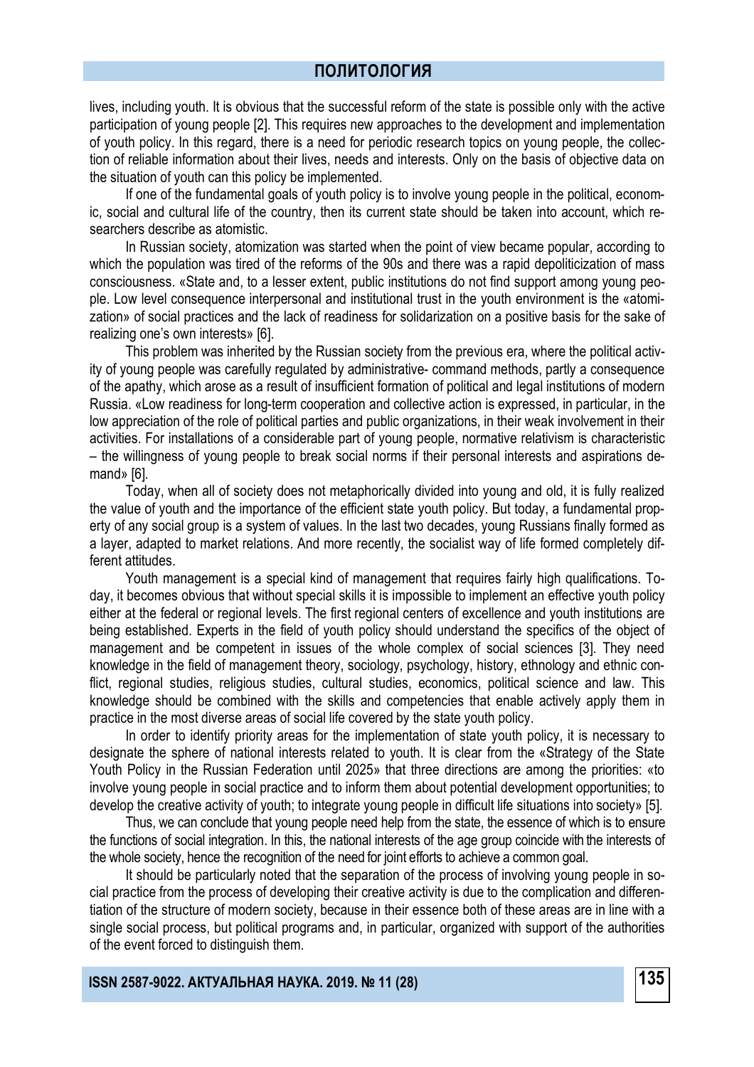lives, including youth. It is obvious that the successful reform of the state is possible only with the active participation of young people [2]. This requires new approaches to the development and implementation of youth policy. In this regard, there is a need for periodic research topics on young people, the collection of reliable information about their lives, needs and interests. Only on the basis of objective data on the situation of youth can this policy be implemented.

If one of the fundamental goals of youth policy is to involve young people in the political, economic, social and cultural life of the country, then its current state should be taken into account, which researchers describe as atomistic.

In Russian society, atomization was started when the point of view became popular, according to which the population was tired of the reforms of the 90s and there was a rapid depoliticization of mass consciousness. «State and, to a lesser extent, public institutions do not find support among young people. Low level consequence interpersonal and institutional trust in the youth environment is the «atomization» of social practices and the lack of readiness for solidarization on a positive basis for the sake of realizing one's own interests» [6].

This problem was inherited by the Russian society from the previous era, where the political activity of young people was carefully regulated by administrative- command methods, partly a consequence of the apathy, which arose as a result of insufficient formation of political and legal institutions of modern Russia. «Low readiness for long-term cooperation and collective action is expressed, in particular, in the low appreciation of the role of political parties and public organizations, in their weak involvement in their activities. For installations of a considerable part of young people, normative relativism is characteristic – the willingness of young people to break social norms if their personal interests and aspirations demand» [6].

Today, when all of society does not metaphorically divided into young and old, it is fully realized the value of youth and the importance of the efficient state youth policy. But today, a fundamental property of any social group is a system of values. In the last two decades, young Russians finally formed as a layer, adapted to market relations. And more recently, the socialist way of life formed completely different attitudes.

Youth management is a special kind of management that requires fairly high qualifications. Today, it becomes obvious that without special skills it is impossible to implement an effective youth policy either at the federal or regional levels. The first regional centers of excellence and youth institutions are being established. Experts in the field of youth policy should understand the specifics of the object of management and be competent in issues of the whole complex of social sciences [3]. They need knowledge in the field of management theory, sociology, psychology, history, ethnology and ethnic conflict, regional studies, religious studies, cultural studies, economics, political science and law. This knowledge should be combined with the skills and competencies that enable actively apply them in practice in the most diverse areas of social life covered by the state youth policy.

In order to identify priority areas for the implementation of state youth policy, it is necessary to designate the sphere of national interests related to youth. It is clear from the «Strategy of the State Youth Policy in the Russian Federation until 2025» that three directions are among the priorities: «to involve young people in social practice and to inform them about potential development opportunities; to develop the creative activity of youth; to integrate young people in difficult life situations into society» [5].

Thus, we can conclude that young people need help from the state, the essence of which is to ensure the functions of social integration. In this, the national interests of the age group coincide with the interests of the whole society, hence the recognition of the need for joint efforts to achieve a common goal.

It should be particularly noted that the separation of the process of involving young people in social practice from the process of developing their creative activity is due to the complication and differentiation of the structure of modern society, because in their essence both of these areas are in line with a single social process, but political programs and, in particular, organized with support of the authorities of the event forced to distinguish them.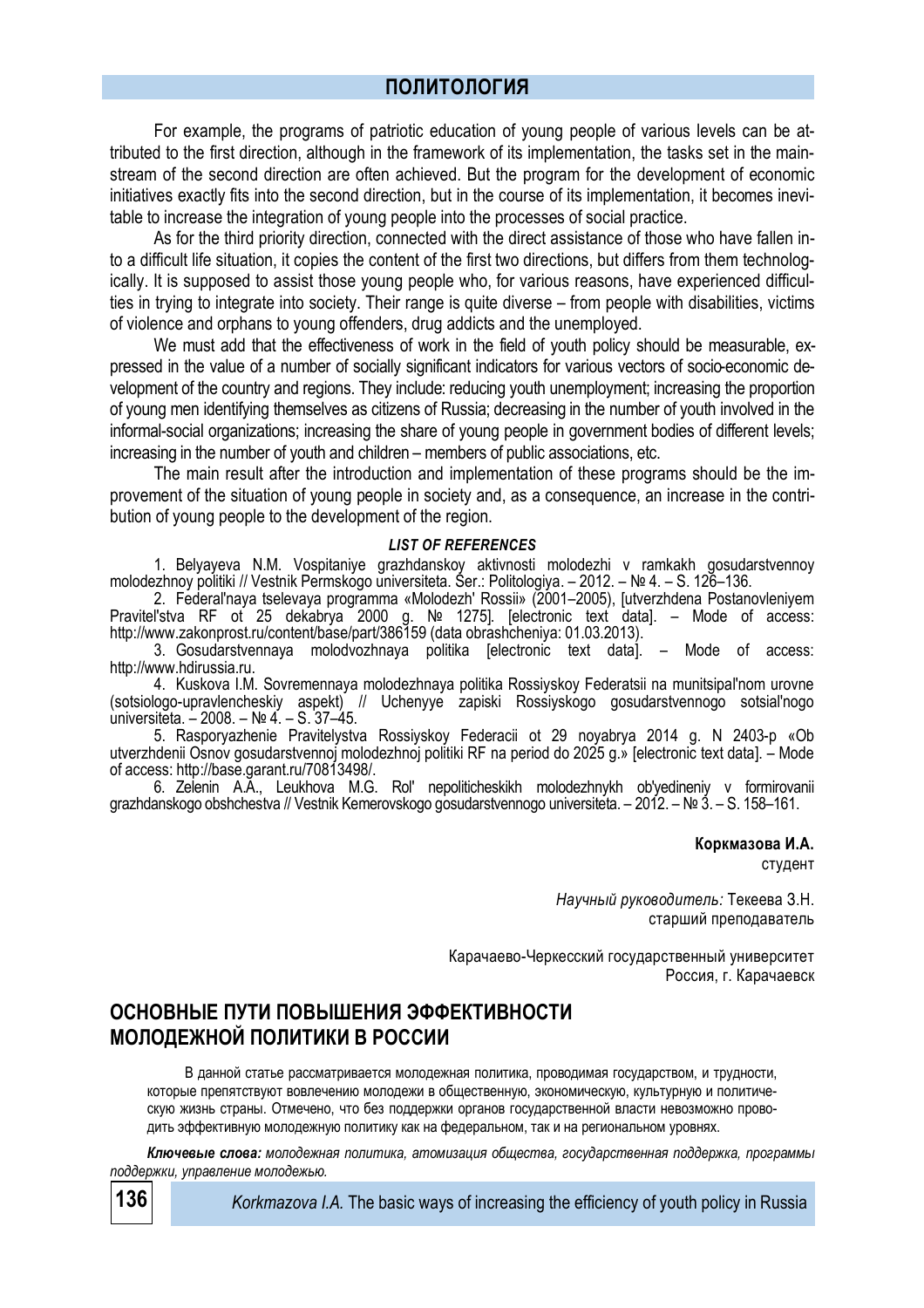For example, the programs of patriotic education of young people of various levels can be attributed to the first direction, although in the framework of its implementation, the tasks set in the mainstream of the second direction are often achieved. But the program for the development of economic initiatives exactly fits into the second direction, but in the course of its implementation, it becomes inevitable to increase the integration of young people into the processes of social practice.

As for the third priority direction, connected with the direct assistance of those who have fallen into a difficult life situation, it copies the content of the first two directions, but differs from them technologically. It is supposed to assist those young people who, for various reasons, have experienced difficulties in trying to integrate into society. Their range is quite diverse – from people with disabilities, victims of violence and orphans to young offenders, drug addicts and the unemployed.

We must add that the effectiveness of work in the field of youth policy should be measurable, expressed in the value of a number of socially significant indicators for various vectors of socio-economic development of the country and regions. They include: reducing youth unemployment; increasing the proportion of young men identifying themselves as citizens of Russia; decreasing in the number of youth involved in the informal-social organizations; increasing the share of young people in government bodies of different levels; increasing in the number of youth and children – members of public associations, etc.

The main result after the introduction and implementation of these programs should be the improvement of the situation of young people in society and, as a consequence, an increase in the contribution of young people to the development of the region.

***LIST OF REFERENCES***

1. Belyayeva N.M. Vospitaniye grazhdanskoy aktivnosti molodezhi v ramkakh gosudarstvennoy molodezhnoy politiki // Vestnik Permskogo universiteta. Ser.: Politologiya. – 2012. – № 4. – S. 126–136.
2. Federal'naya tselevaya programma «Molodezh' Rossii» (2001–2005), [utverzhdena Postanovleniyem Pravitel'stva RF ot 25 dekabrya 2000 g. № 1275]. [electronic text data]. – Mode of access: http://www.zakonprost.ru/content/base/part/386159 (data obrashcheniya: 01.03.2013).
3. Gosudarstvennaya molodvozhnaya politika [electronic text data]. – Mode of access: http://www.hdirussia.ru.
4. Kuskova I.M. Sovremennaya molodezhnaya politika Rossiyskoy Federatsii na munitsipal'nom urovne (sotsiologo-upravlencheskiy aspekt) // Uchenyye zapiski Rossiyskogo gosudarstvennogo sotsial'nogo universiteta. – 2008. – № 4. – S. 37–45.
5. Rasporyazhenie Pravitelystva Rossiyskoy Federacii ot 29 noyabrya 2014 g. N 2403-r «Ob utverzhdenii Osnov gosudarstvennoj molodezhnoj politiki RF na period do 2025 g.» [electronic text data]. – Mode of access: http://base.garant.ru/70813498/.
6. Zelenin A.A., Leukhova M.G. Rol' nepoliticheskikh molodezhnykh ob'yedineniy v formirovanii grazhdanskogo obshchestva // Vestnik Kemerovskogo gosudarstvennogo universiteta. – 2012. – № 3. – S. 158–161.

**Коркмазова И.А.**
студент

*Научный руководитель:* Текеева З.Н.
старший преподаватель

Карачаево-Черкесский государственный университет
Россия, г. Карачаевск

## ОСНОВНЫЕ ПУТИ ПОВЫШЕНИЯ ЭФФЕКТИВНОСТИ МОЛОДЕЖНОЙ ПОЛИТИКИ В РОССИИ

В данной статье рассматривается молодежная политика, проводимая государством, и трудности, которые препятствуют вовлечению молодежи в общественную, экономическую, культурную и политическую жизнь страны. Отмечено, что без поддержки органов государственной власти невозможно проводить эффективную молодежную политику как на федеральном, так и на региональном уровнях.

***Ключевые слова:*** *молодежная политика, атомизация общества, государственная поддержка, программы поддержки, управление молодежью.*

*Korkmazova I.A.* The basic ways of increasing the efficiency of youth policy in Russia